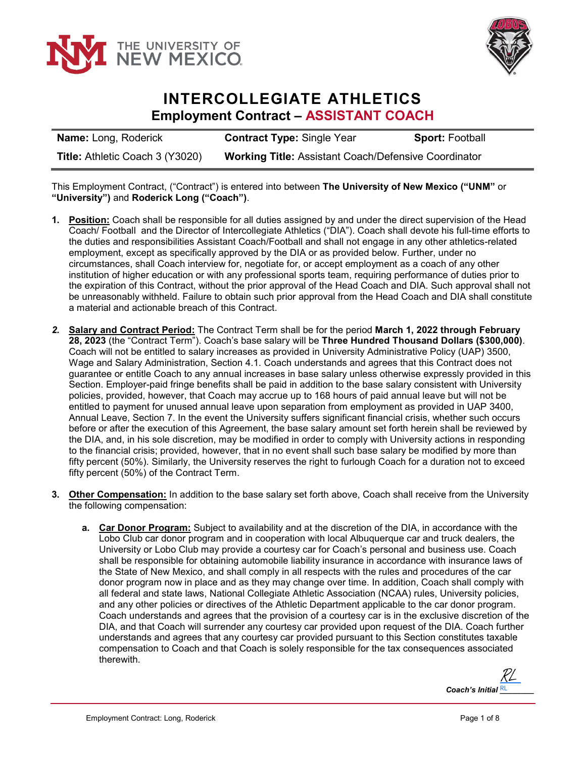# INTERCOLLEGIATE ATHLETICS

## Employment Contract – ASSISTANT COACH

| **Name:** Long, Roderick | **Contract Type:** Single Year | **Sport:** Football |
|---|---|---|
| **Title:** Athletic Coach 3 (Y3020) | **Working Title:** Assistant Coach/Defensive Coordinator | |

This Employment Contract, ("Contract") is entered into between **The University of New Mexico ("UNM"** or **"University")** and **Roderick Long ("Coach")**.

1. **Position:** Coach shall be responsible for all duties assigned by and under the direct supervision of the Head Coach/ Football and the Director of Intercollegiate Athletics ("DIA"). Coach shall devote his full-time efforts to the duties and responsibilities Assistant Coach/Football and shall not engage in any other athletics-related employment, except as specifically approved by the DIA or as provided below. Further, under no circumstances, shall Coach interview for, negotiate for, or accept employment as a coach of any other institution of higher education or with any professional sports team, requiring performance of duties prior to the expiration of this Contract, without the prior approval of the Head Coach and DIA. Such approval shall not be unreasonably withheld. Failure to obtain such prior approval from the Head Coach and DIA shall constitute a material and actionable breach of this Contract.

2. **Salary and Contract Period:** The Contract Term shall be for the period **March 1, 2022 through February 28, 2023** (the "Contract Term"). Coach's base salary will be **Three Hundred Thousand Dollars ($300,000)**. Coach will not be entitled to salary increases as provided in University Administrative Policy (UAP) 3500, Wage and Salary Administration, Section 4.1. Coach understands and agrees that this Contract does not guarantee or entitle Coach to any annual increases in base salary unless otherwise expressly provided in this Section. Employer-paid fringe benefits shall be paid in addition to the base salary consistent with University policies, provided, however, that Coach may accrue up to 168 hours of paid annual leave but will not be entitled to payment for unused annual leave upon separation from employment as provided in UAP 3400, Annual Leave, Section 7. In the event the University suffers significant financial crisis, whether such occurs before or after the execution of this Agreement, the base salary amount set forth herein shall be reviewed by the DIA, and, in his sole discretion, may be modified in order to comply with University actions in responding to the financial crisis; provided, however, that in no event shall such base salary be modified by more than fifty percent (50%). Similarly, the University reserves the right to furlough Coach for a duration not to exceed fifty percent (50%) of the Contract Term.

3. **Other Compensation:** In addition to the base salary set forth above, Coach shall receive from the University the following compensation:

   a. **Car Donor Program:** Subject to availability and at the discretion of the DIA, in accordance with the Lobo Club car donor program and in cooperation with local Albuquerque car and truck dealers, the University or Lobo Club may provide a courtesy car for Coach's personal and business use. Coach shall be responsible for obtaining automobile liability insurance in accordance with insurance laws of the State of New Mexico, and shall comply in all respects with the rules and procedures of the car donor program now in place and as they may change over time. In addition, Coach shall comply with all federal and state laws, National Collegiate Athletic Association (NCAA) rules, University policies, and any other policies or directives of the Athletic Department applicable to the car donor program. Coach understands and agrees that the provision of a courtesy car is in the exclusive discretion of the DIA, and that Coach will surrender any courtesy car provided upon request of the DIA. Coach further understands and agrees that any courtesy car provided pursuant to this Section constitutes taxable compensation to Coach and that Coach is solely responsible for the tax consequences associated therewith.

*Coach's Initial* RL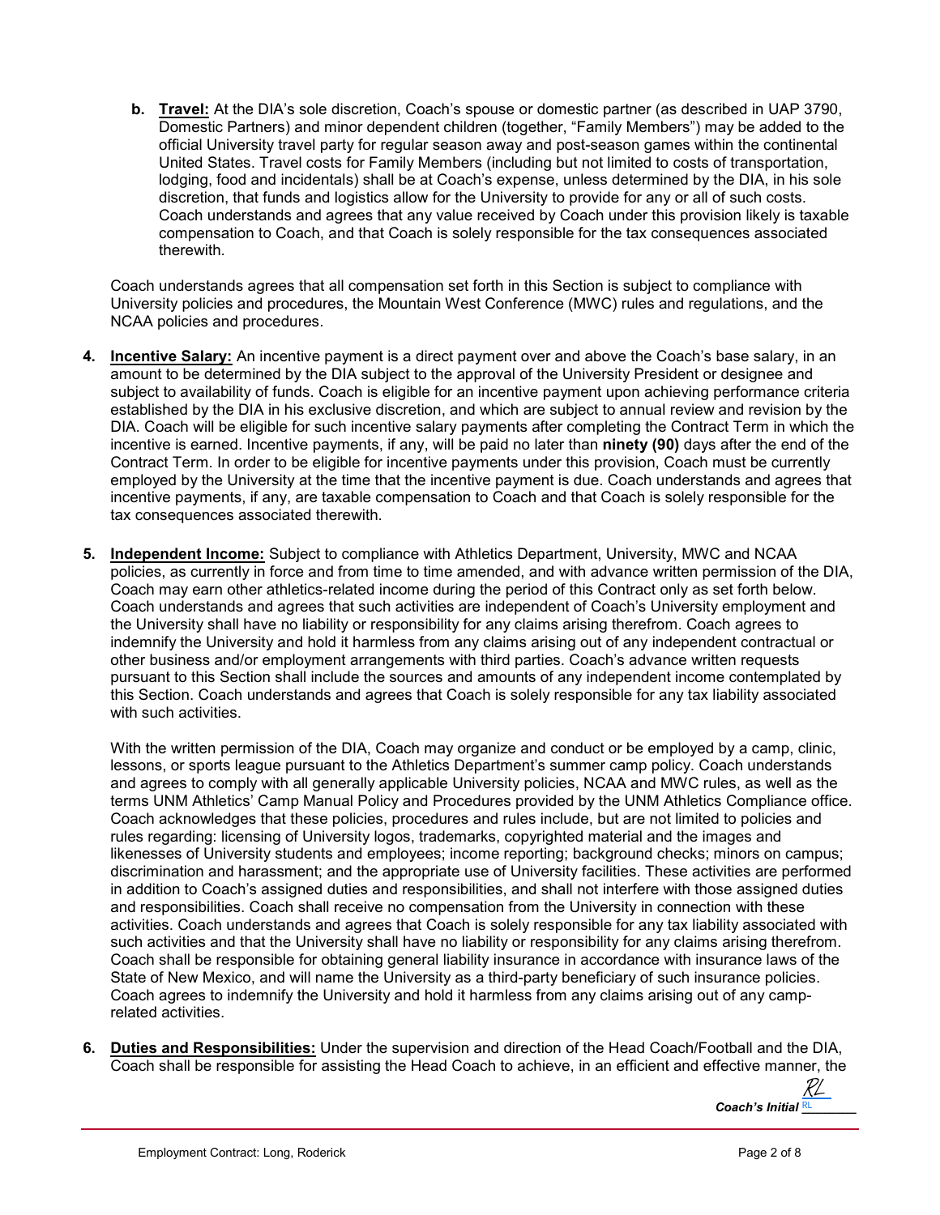b. **Travel:** At the DIA's sole discretion, Coach's spouse or domestic partner (as described in UAP 3790, Domestic Partners) and minor dependent children (together, "Family Members") may be added to the official University travel party for regular season away and post-season games within the continental United States. Travel costs for Family Members (including but not limited to costs of transportation, lodging, food and incidentals) shall be at Coach's expense, unless determined by the DIA, in his sole discretion, that funds and logistics allow for the University to provide for any or all of such costs. Coach understands and agrees that any value received by Coach under this provision likely is taxable compensation to Coach, and that Coach is solely responsible for the tax consequences associated therewith.

Coach understands agrees that all compensation set forth in this Section is subject to compliance with University policies and procedures, the Mountain West Conference (MWC) rules and regulations, and the NCAA policies and procedures.

4. **Incentive Salary:** An incentive payment is a direct payment over and above the Coach's base salary, in an amount to be determined by the DIA subject to the approval of the University President or designee and subject to availability of funds. Coach is eligible for an incentive payment upon achieving performance criteria established by the DIA in his exclusive discretion, and which are subject to annual review and revision by the DIA. Coach will be eligible for such incentive salary payments after completing the Contract Term in which the incentive is earned. Incentive payments, if any, will be paid no later than **ninety (90)** days after the end of the Contract Term. In order to be eligible for incentive payments under this provision, Coach must be currently employed by the University at the time that the incentive payment is due. Coach understands and agrees that incentive payments, if any, are taxable compensation to Coach and that Coach is solely responsible for the tax consequences associated therewith.

5. **Independent Income:** Subject to compliance with Athletics Department, University, MWC and NCAA policies, as currently in force and from time to time amended, and with advance written permission of the DIA, Coach may earn other athletics-related income during the period of this Contract only as set forth below. Coach understands and agrees that such activities are independent of Coach's University employment and the University shall have no liability or responsibility for any claims arising therefrom. Coach agrees to indemnify the University and hold it harmless from any claims arising out of any independent contractual or other business and/or employment arrangements with third parties. Coach's advance written requests pursuant to this Section shall include the sources and amounts of any independent income contemplated by this Section. Coach understands and agrees that Coach is solely responsible for any tax liability associated with such activities.

   With the written permission of the DIA, Coach may organize and conduct or be employed by a camp, clinic, lessons, or sports league pursuant to the Athletics Department's summer camp policy. Coach understands and agrees to comply with all generally applicable University policies, NCAA and MWC rules, as well as the terms UNM Athletics' Camp Manual Policy and Procedures provided by the UNM Athletics Compliance office. Coach acknowledges that these policies, procedures and rules include, but are not limited to policies and rules regarding: licensing of University logos, trademarks, copyrighted material and the images and likenesses of University students and employees; income reporting; background checks; minors on campus; discrimination and harassment; and the appropriate use of University facilities. These activities are performed in addition to Coach's assigned duties and responsibilities, and shall not interfere with those assigned duties and responsibilities. Coach shall receive no compensation from the University in connection with these activities. Coach understands and agrees that Coach is solely responsible for any tax liability associated with such activities and that the University shall have no liability or responsibility for any claims arising therefrom. Coach shall be responsible for obtaining general liability insurance in accordance with insurance laws of the State of New Mexico, and will name the University as a third-party beneficiary of such insurance policies. Coach agrees to indemnify the University and hold it harmless from any claims arising out of any camp-related activities.

6. **Duties and Responsibilities:** Under the supervision and direction of the Head Coach/Football and the DIA, Coach shall be responsible for assisting the Head Coach to achieve, in an efficient and effective manner, the

*Coach's Initial* RL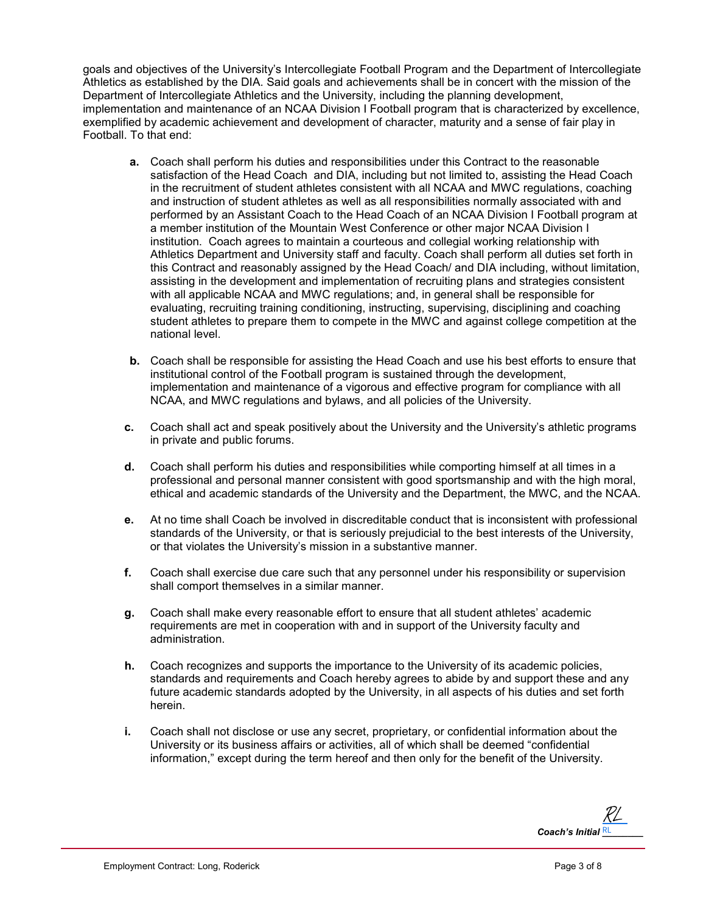goals and objectives of the University's Intercollegiate Football Program and the Department of Intercollegiate Athletics as established by the DIA. Said goals and achievements shall be in concert with the mission of the Department of Intercollegiate Athletics and the University, including the planning development, implementation and maintenance of an NCAA Division I Football program that is characterized by excellence, exemplified by academic achievement and development of character, maturity and a sense of fair play in Football. To that end:

**a.** Coach shall perform his duties and responsibilities under this Contract to the reasonable satisfaction of the Head Coach and DIA, including but not limited to, assisting the Head Coach in the recruitment of student athletes consistent with all NCAA and MWC regulations, coaching and instruction of student athletes as well as all responsibilities normally associated with and performed by an Assistant Coach to the Head Coach of an NCAA Division I Football program at a member institution of the Mountain West Conference or other major NCAA Division I institution. Coach agrees to maintain a courteous and collegial working relationship with Athletics Department and University staff and faculty. Coach shall perform all duties set forth in this Contract and reasonably assigned by the Head Coach/ and DIA including, without limitation, assisting in the development and implementation of recruiting plans and strategies consistent with all applicable NCAA and MWC regulations; and, in general shall be responsible for evaluating, recruiting training conditioning, instructing, supervising, disciplining and coaching student athletes to prepare them to compete in the MWC and against college competition at the national level.

**b.** Coach shall be responsible for assisting the Head Coach and use his best efforts to ensure that institutional control of the Football program is sustained through the development, implementation and maintenance of a vigorous and effective program for compliance with all NCAA, and MWC regulations and bylaws, and all policies of the University.

**c.** Coach shall act and speak positively about the University and the University's athletic programs in private and public forums.

**d.** Coach shall perform his duties and responsibilities while comporting himself at all times in a professional and personal manner consistent with good sportsmanship and with the high moral, ethical and academic standards of the University and the Department, the MWC, and the NCAA.

**e.** At no time shall Coach be involved in discreditable conduct that is inconsistent with professional standards of the University, or that is seriously prejudicial to the best interests of the University, or that violates the University's mission in a substantive manner.

**f.** Coach shall exercise due care such that any personnel under his responsibility or supervision shall comport themselves in a similar manner.

**g.** Coach shall make every reasonable effort to ensure that all student athletes' academic requirements are met in cooperation with and in support of the University faculty and administration.

**h.** Coach recognizes and supports the importance to the University of its academic policies, standards and requirements and Coach hereby agrees to abide by and support these and any future academic standards adopted by the University, in all aspects of his duties and set forth herein.

**i.** Coach shall not disclose or use any secret, proprietary, or confidential information about the University or its business affairs or activities, all of which shall be deemed "confidential information," except during the term hereof and then only for the benefit of the University.

RL
***Coach's Initial*** RL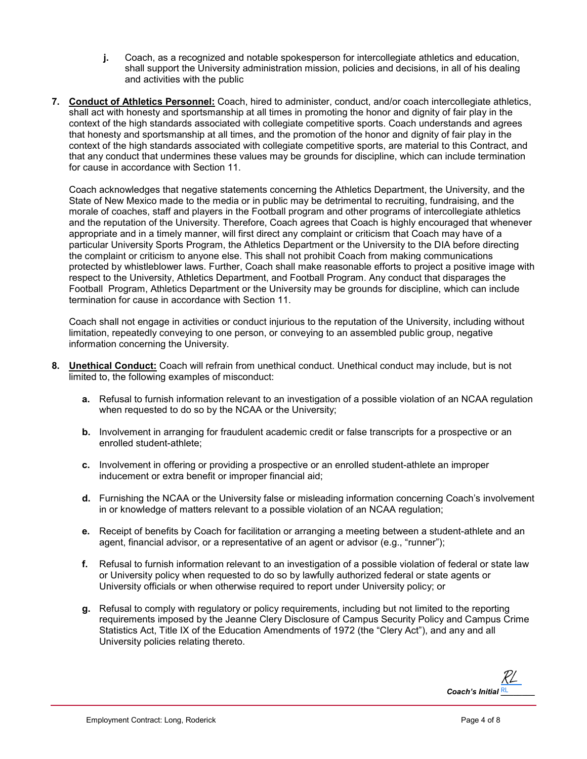**j.** Coach, as a recognized and notable spokesperson for intercollegiate athletics and education, shall support the University administration mission, policies and decisions, in all of his dealing and activities with the public

**7. Conduct of Athletics Personnel:** Coach, hired to administer, conduct, and/or coach intercollegiate athletics, shall act with honesty and sportsmanship at all times in promoting the honor and dignity of fair play in the context of the high standards associated with collegiate competitive sports. Coach understands and agrees that honesty and sportsmanship at all times, and the promotion of the honor and dignity of fair play in the context of the high standards associated with collegiate competitive sports, are material to this Contract, and that any conduct that undermines these values may be grounds for discipline, which can include termination for cause in accordance with Section 11.

Coach acknowledges that negative statements concerning the Athletics Department, the University, and the State of New Mexico made to the media or in public may be detrimental to recruiting, fundraising, and the morale of coaches, staff and players in the Football program and other programs of intercollegiate athletics and the reputation of the University. Therefore, Coach agrees that Coach is highly encouraged that whenever appropriate and in a timely manner, will first direct any complaint or criticism that Coach may have of a particular University Sports Program, the Athletics Department or the University to the DIA before directing the complaint or criticism to anyone else. This shall not prohibit Coach from making communications protected by whistleblower laws. Further, Coach shall make reasonable efforts to project a positive image with respect to the University, Athletics Department, and Football Program. Any conduct that disparages the Football Program, Athletics Department or the University may be grounds for discipline, which can include termination for cause in accordance with Section 11.

Coach shall not engage in activities or conduct injurious to the reputation of the University, including without limitation, repeatedly conveying to one person, or conveying to an assembled public group, negative information concerning the University.

**8. Unethical Conduct:** Coach will refrain from unethical conduct. Unethical conduct may include, but is not limited to, the following examples of misconduct:

**a.** Refusal to furnish information relevant to an investigation of a possible violation of an NCAA regulation when requested to do so by the NCAA or the University;

**b.** Involvement in arranging for fraudulent academic credit or false transcripts for a prospective or an enrolled student-athlete;

**c.** Involvement in offering or providing a prospective or an enrolled student-athlete an improper inducement or extra benefit or improper financial aid;

**d.** Furnishing the NCAA or the University false or misleading information concerning Coach's involvement in or knowledge of matters relevant to a possible violation of an NCAA regulation;

**e.** Receipt of benefits by Coach for facilitation or arranging a meeting between a student-athlete and an agent, financial advisor, or a representative of an agent or advisor (e.g., "runner");

**f.** Refusal to furnish information relevant to an investigation of a possible violation of federal or state law or University policy when requested to do so by lawfully authorized federal or state agents or University officials or when otherwise required to report under University policy; or

**g.** Refusal to comply with regulatory or policy requirements, including but not limited to the reporting requirements imposed by the Jeanne Clery Disclosure of Campus Security Policy and Campus Crime Statistics Act, Title IX of the Education Amendments of 1972 (the "Clery Act"), and any and all University policies relating thereto.

***Coach's Initial*** RL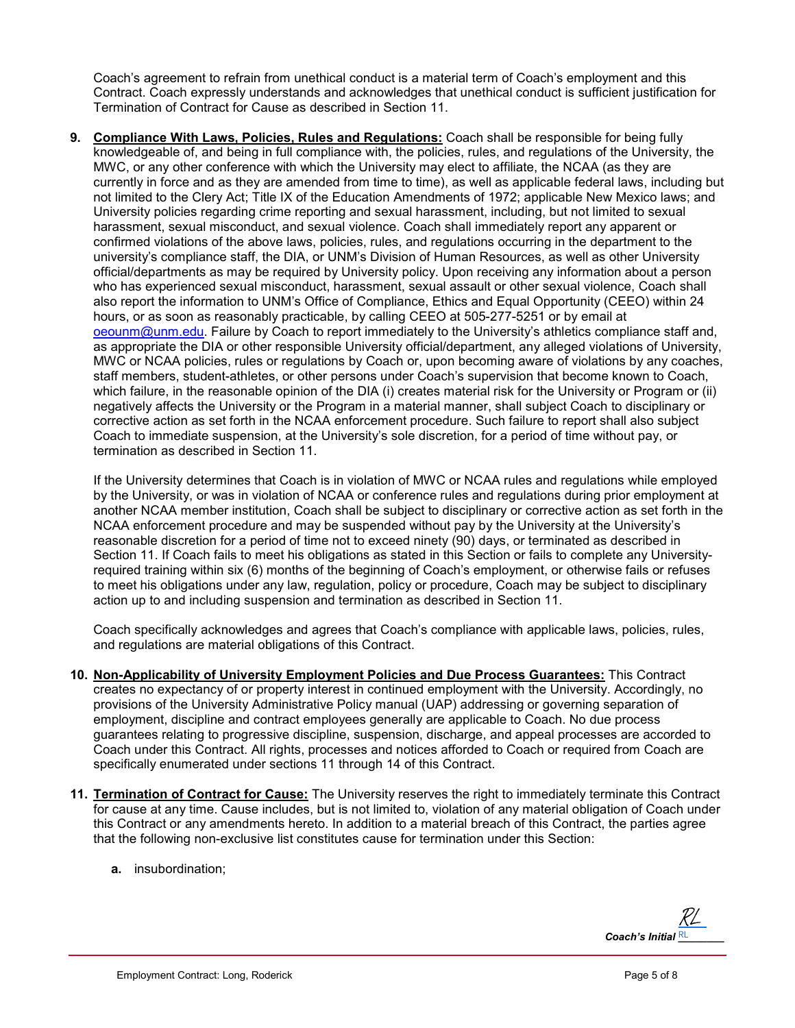Coach's agreement to refrain from unethical conduct is a material term of Coach's employment and this Contract. Coach expressly understands and acknowledges that unethical conduct is sufficient justification for Termination of Contract for Cause as described in Section 11.

9. **Compliance With Laws, Policies, Rules and Regulations:** Coach shall be responsible for being fully knowledgeable of, and being in full compliance with, the policies, rules, and regulations of the University, the MWC, or any other conference with which the University may elect to affiliate, the NCAA (as they are currently in force and as they are amended from time to time), as well as applicable federal laws, including but not limited to the Clery Act; Title IX of the Education Amendments of 1972; applicable New Mexico laws; and University policies regarding crime reporting and sexual harassment, including, but not limited to sexual harassment, sexual misconduct, and sexual violence. Coach shall immediately report any apparent or confirmed violations of the above laws, policies, rules, and regulations occurring in the department to the university's compliance staff, the DIA, or UNM's Division of Human Resources, as well as other University official/departments as may be required by University policy. Upon receiving any information about a person who has experienced sexual misconduct, harassment, sexual assault or other sexual violence, Coach shall also report the information to UNM's Office of Compliance, Ethics and Equal Opportunity (CEEO) within 24 hours, or as soon as reasonably practicable, by calling CEEO at 505-277-5251 or by email at oeounm@unm.edu. Failure by Coach to report immediately to the University's athletics compliance staff and, as appropriate the DIA or other responsible University official/department, any alleged violations of University, MWC or NCAA policies, rules or regulations by Coach or, upon becoming aware of violations by any coaches, staff members, student-athletes, or other persons under Coach's supervision that become known to Coach, which failure, in the reasonable opinion of the DIA (i) creates material risk for the University or Program or (ii) negatively affects the University or the Program in a material manner, shall subject Coach to disciplinary or corrective action as set forth in the NCAA enforcement procedure. Such failure to report shall also subject Coach to immediate suspension, at the University's sole discretion, for a period of time without pay, or termination as described in Section 11.

   If the University determines that Coach is in violation of MWC or NCAA rules and regulations while employed by the University, or was in violation of NCAA or conference rules and regulations during prior employment at another NCAA member institution, Coach shall be subject to disciplinary or corrective action as set forth in the NCAA enforcement procedure and may be suspended without pay by the University at the University's reasonable discretion for a period of time not to exceed ninety (90) days, or terminated as described in Section 11. If Coach fails to meet his obligations as stated in this Section or fails to complete any University-required training within six (6) months of the beginning of Coach's employment, or otherwise fails or refuses to meet his obligations under any law, regulation, policy or procedure, Coach may be subject to disciplinary action up to and including suspension and termination as described in Section 11.

   Coach specifically acknowledges and agrees that Coach's compliance with applicable laws, policies, rules, and regulations are material obligations of this Contract.

10. **Non-Applicability of University Employment Policies and Due Process Guarantees:** This Contract creates no expectancy of or property interest in continued employment with the University. Accordingly, no provisions of the University Administrative Policy manual (UAP) addressing or governing separation of employment, discipline and contract employees generally are applicable to Coach. No due process guarantees relating to progressive discipline, suspension, discharge, and appeal processes are accorded to Coach under this Contract. All rights, processes and notices afforded to Coach or required from Coach are specifically enumerated under sections 11 through 14 of this Contract.

11. **Termination of Contract for Cause:** The University reserves the right to immediately terminate this Contract for cause at any time. Cause includes, but is not limited to, violation of any material obligation of Coach under this Contract or any amendments hereto. In addition to a material breach of this Contract, the parties agree that the following non-exclusive list constitutes cause for termination under this Section:

    **a.** insubordination;

*Coach's Initial* RL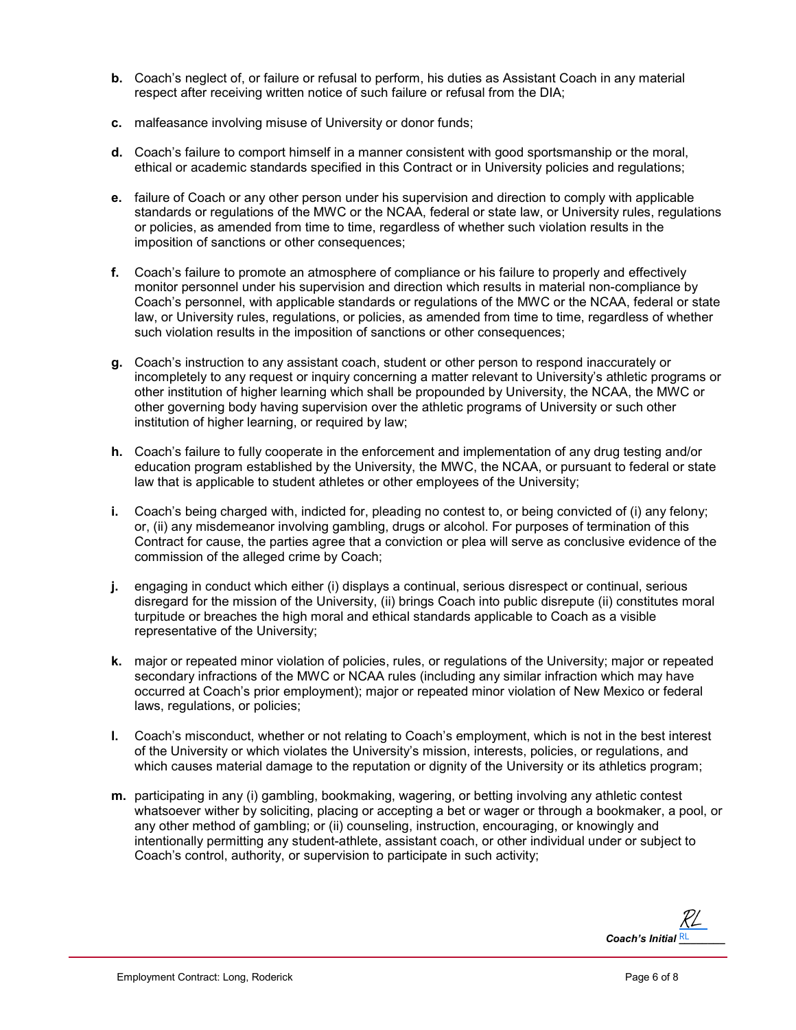**b.** Coach's neglect of, or failure or refusal to perform, his duties as Assistant Coach in any material respect after receiving written notice of such failure or refusal from the DIA;

**c.** malfeasance involving misuse of University or donor funds;

**d.** Coach's failure to comport himself in a manner consistent with good sportsmanship or the moral, ethical or academic standards specified in this Contract or in University policies and regulations;

**e.** failure of Coach or any other person under his supervision and direction to comply with applicable standards or regulations of the MWC or the NCAA, federal or state law, or University rules, regulations or policies, as amended from time to time, regardless of whether such violation results in the imposition of sanctions or other consequences;

**f.** Coach's failure to promote an atmosphere of compliance or his failure to properly and effectively monitor personnel under his supervision and direction which results in material non-compliance by Coach's personnel, with applicable standards or regulations of the MWC or the NCAA, federal or state law, or University rules, regulations, or policies, as amended from time to time, regardless of whether such violation results in the imposition of sanctions or other consequences;

**g.** Coach's instruction to any assistant coach, student or other person to respond inaccurately or incompletely to any request or inquiry concerning a matter relevant to University's athletic programs or other institution of higher learning which shall be propounded by University, the NCAA, the MWC or other governing body having supervision over the athletic programs of University or such other institution of higher learning, or required by law;

**h.** Coach's failure to fully cooperate in the enforcement and implementation of any drug testing and/or education program established by the University, the MWC, the NCAA, or pursuant to federal or state law that is applicable to student athletes or other employees of the University;

**i.** Coach's being charged with, indicted for, pleading no contest to, or being convicted of (i) any felony; or, (ii) any misdemeanor involving gambling, drugs or alcohol. For purposes of termination of this Contract for cause, the parties agree that a conviction or plea will serve as conclusive evidence of the commission of the alleged crime by Coach;

**j.** engaging in conduct which either (i) displays a continual, serious disrespect or continual, serious disregard for the mission of the University, (ii) brings Coach into public disrepute (ii) constitutes moral turpitude or breaches the high moral and ethical standards applicable to Coach as a visible representative of the University;

**k.** major or repeated minor violation of policies, rules, or regulations of the University; major or repeated secondary infractions of the MWC or NCAA rules (including any similar infraction which may have occurred at Coach's prior employment); major or repeated minor violation of New Mexico or federal laws, regulations, or policies;

**l.** Coach's misconduct, whether or not relating to Coach's employment, which is not in the best interest of the University or which violates the University's mission, interests, policies, or regulations, and which causes material damage to the reputation or dignity of the University or its athletics program;

**m.** participating in any (i) gambling, bookmaking, wagering, or betting involving any athletic contest whatsoever wither by soliciting, placing or accepting a bet or wager or through a bookmaker, a pool, or any other method of gambling; or (ii) counseling, instruction, encouraging, or knowingly and intentionally permitting any student-athlete, assistant coach, or other individual under or subject to Coach's control, authority, or supervision to participate in such activity;

*Coach's Initial* RL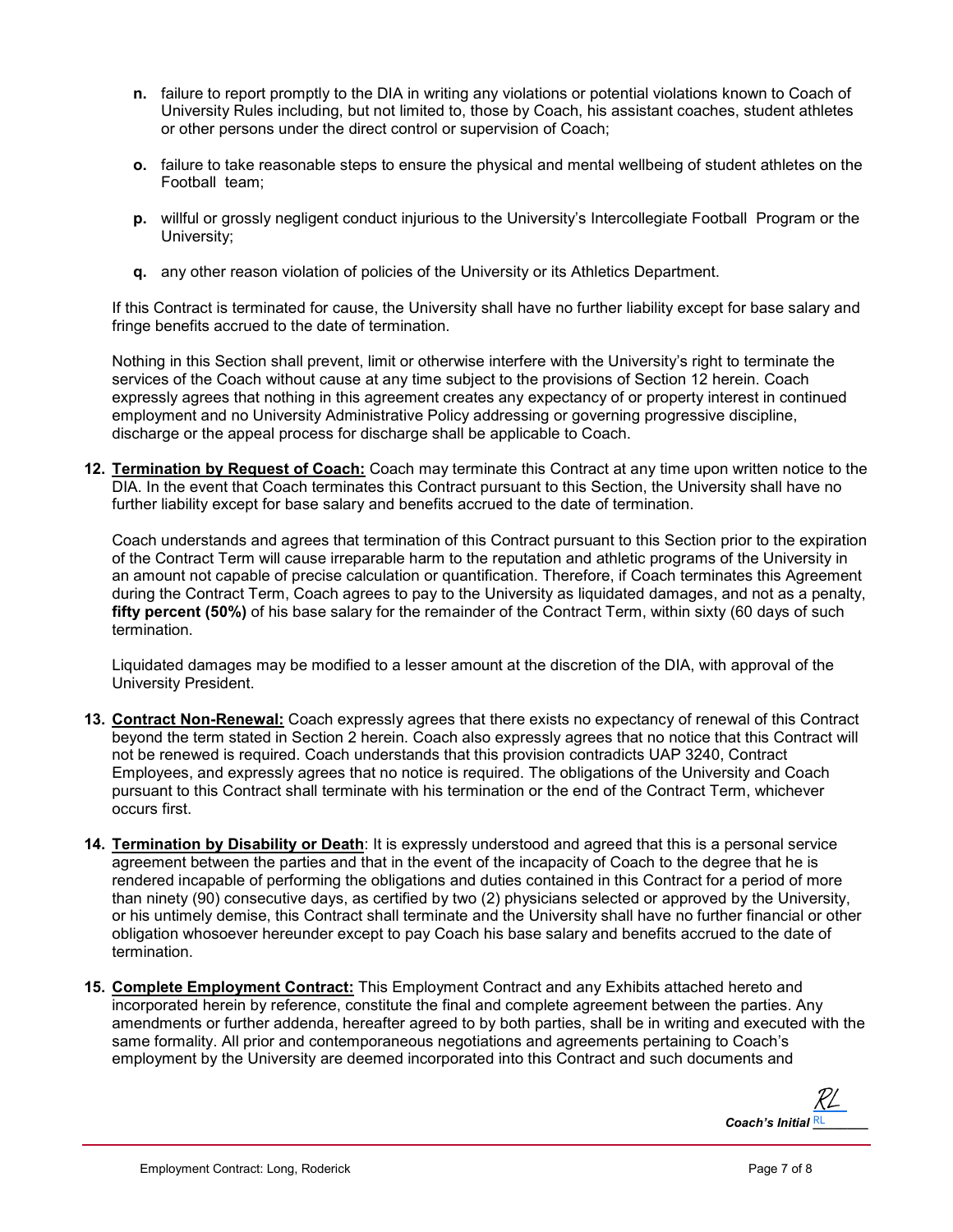**n.** failure to report promptly to the DIA in writing any violations or potential violations known to Coach of University Rules including, but not limited to, those by Coach, his assistant coaches, student athletes or other persons under the direct control or supervision of Coach;

**o.** failure to take reasonable steps to ensure the physical and mental wellbeing of student athletes on the Football team;

**p.** willful or grossly negligent conduct injurious to the University's Intercollegiate Football Program or the University;

**q.** any other reason violation of policies of the University or its Athletics Department.

If this Contract is terminated for cause, the University shall have no further liability except for base salary and fringe benefits accrued to the date of termination.

Nothing in this Section shall prevent, limit or otherwise interfere with the University's right to terminate the services of the Coach without cause at any time subject to the provisions of Section 12 herein. Coach expressly agrees that nothing in this agreement creates any expectancy of or property interest in continued employment and no University Administrative Policy addressing or governing progressive discipline, discharge or the appeal process for discharge shall be applicable to Coach.

**12. Termination by Request of Coach:** Coach may terminate this Contract at any time upon written notice to the DIA. In the event that Coach terminates this Contract pursuant to this Section, the University shall have no further liability except for base salary and benefits accrued to the date of termination.

Coach understands and agrees that termination of this Contract pursuant to this Section prior to the expiration of the Contract Term will cause irreparable harm to the reputation and athletic programs of the University in an amount not capable of precise calculation or quantification. Therefore, if Coach terminates this Agreement during the Contract Term, Coach agrees to pay to the University as liquidated damages, and not as a penalty, **fifty percent (50%)** of his base salary for the remainder of the Contract Term, within sixty (60 days of such termination.

Liquidated damages may be modified to a lesser amount at the discretion of the DIA, with approval of the University President.

**13. Contract Non-Renewal:** Coach expressly agrees that there exists no expectancy of renewal of this Contract beyond the term stated in Section 2 herein. Coach also expressly agrees that no notice that this Contract will not be renewed is required. Coach understands that this provision contradicts UAP 3240, Contract Employees, and expressly agrees that no notice is required. The obligations of the University and Coach pursuant to this Contract shall terminate with his termination or the end of the Contract Term, whichever occurs first.

**14. Termination by Disability or Death**: It is expressly understood and agreed that this is a personal service agreement between the parties and that in the event of the incapacity of Coach to the degree that he is rendered incapable of performing the obligations and duties contained in this Contract for a period of more than ninety (90) consecutive days, as certified by two (2) physicians selected or approved by the University, or his untimely demise, this Contract shall terminate and the University shall have no further financial or other obligation whosoever hereunder except to pay Coach his base salary and benefits accrued to the date of termination.

**15. Complete Employment Contract:** This Employment Contract and any Exhibits attached hereto and incorporated herein by reference, constitute the final and complete agreement between the parties. Any amendments or further addenda, hereafter agreed to by both parties, shall be in writing and executed with the same formality. All prior and contemporaneous negotiations and agreements pertaining to Coach's employment by the University are deemed incorporated into this Contract and such documents and

*Coach's Initial* RL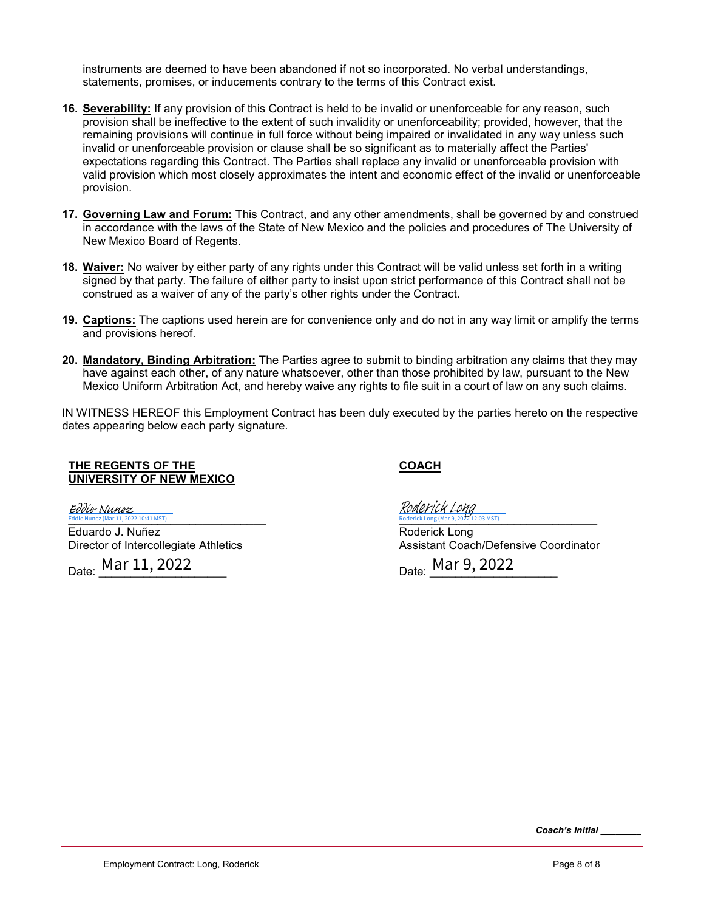instruments are deemed to have been abandoned if not so incorporated. No verbal understandings, statements, promises, or inducements contrary to the terms of this Contract exist.

16. **Severability:** If any provision of this Contract is held to be invalid or unenforceable for any reason, such provision shall be ineffective to the extent of such invalidity or unenforceability; provided, however, that the remaining provisions will continue in full force without being impaired or invalidated in any way unless such invalid or unenforceable provision or clause shall be so significant as to materially affect the Parties' expectations regarding this Contract. The Parties shall replace any invalid or unenforceable provision with valid provision which most closely approximates the intent and economic effect of the invalid or unenforceable provision.

17. **Governing Law and Forum:** This Contract, and any other amendments, shall be governed by and construed in accordance with the laws of the State of New Mexico and the policies and procedures of The University of New Mexico Board of Regents.

18. **Waiver:** No waiver by either party of any rights under this Contract will be valid unless set forth in a writing signed by that party. The failure of either party to insist upon strict performance of this Contract shall not be construed as a waiver of any of the party's other rights under the Contract.

19. **Captions:** The captions used herein are for convenience only and do not in any way limit or amplify the terms and provisions hereof.

20. **Mandatory, Binding Arbitration:** The Parties agree to submit to binding arbitration any claims that they may have against each other, of any nature whatsoever, other than those prohibited by law, pursuant to the New Mexico Uniform Arbitration Act, and hereby waive any rights to file suit in a court of law on any such claims.

IN WITNESS HEREOF this Employment Contract has been duly executed by the parties hereto on the respective dates appearing below each party signature.

**THE REGENTS OF THE UNIVERSITY OF NEW MEXICO**

Eddie Nunez
Eddie Nunez (Mar 11, 2022 10:41 MST)

Eduardo J. Nuñez
Director of Intercollegiate Athletics

Date: Mar 11, 2022

**COACH**

Roderick Long
Roderick Long (Mar 9, 2022 12:03 MST)

Roderick Long
Assistant Coach/Defensive Coordinator

Date: Mar 9, 2022

***Coach's Initial*** ________